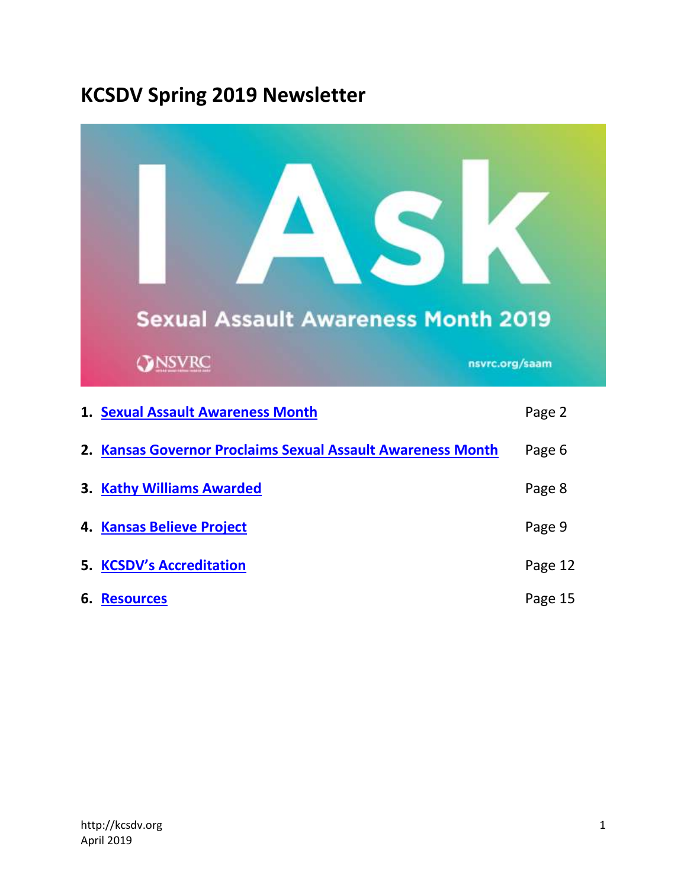# KCSDV Spring 2019 Newsletter

I Ask

Sexual Assault Awareness Month 2019

NSVRC

nsvrc.org/saam

| | |
|---|---|
| 1. Sexual Assault Awareness Month | Page 2 |
| 2. Kansas Governor Proclaims Sexual Assault Awareness Month | Page 6 |
| 3. Kathy Williams Awarded | Page 8 |
| 4. Kansas Believe Project | Page 9 |
| 5. KCSDV's Accreditation | Page 12 |
| 6. Resources | Page 15 |

http://kcsdv.org
April 2019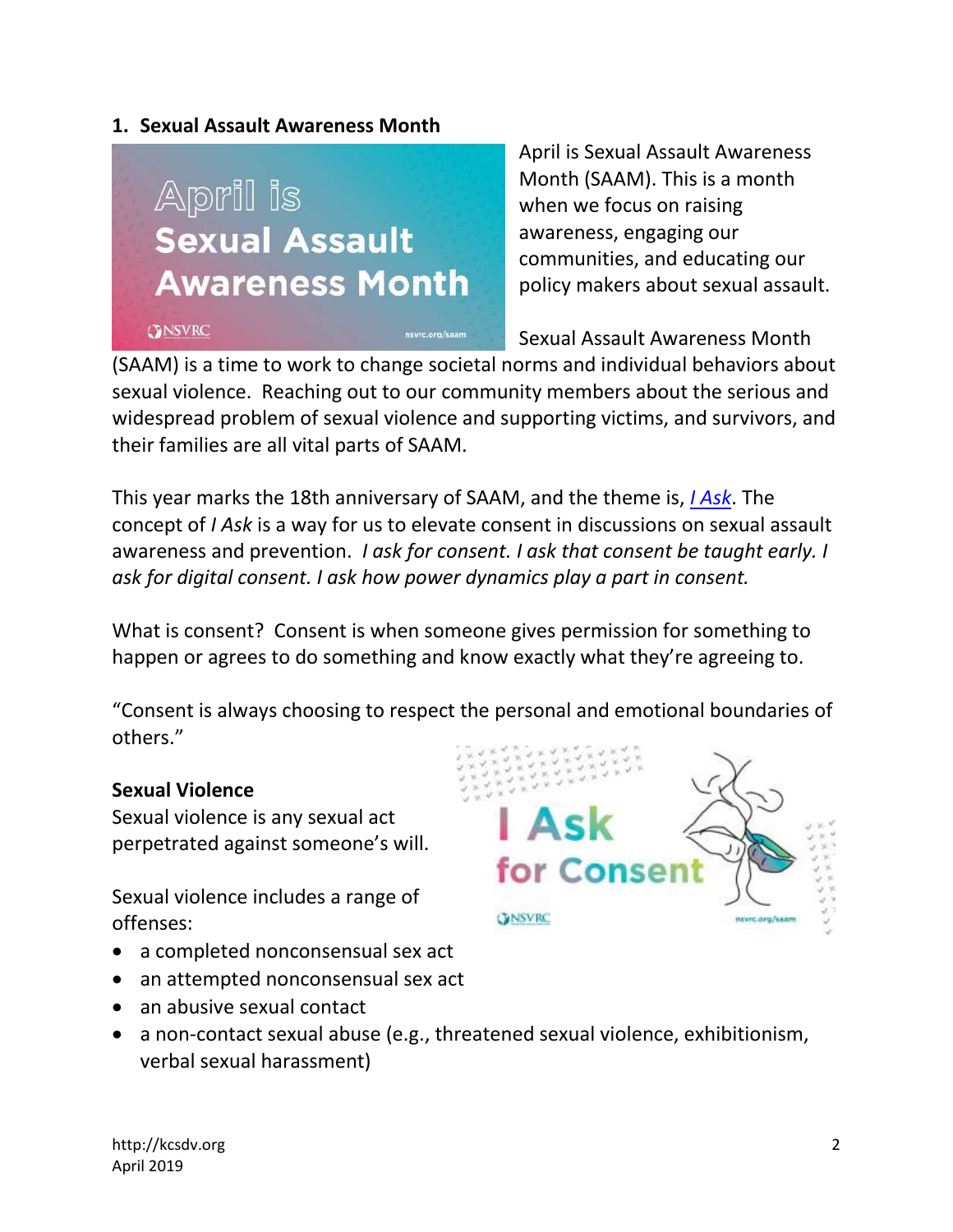## 1. Sexual Assault Awareness Month

April is Sexual Assault Awareness Month (SAAM). This is a month when we focus on raising awareness, engaging our communities, and educating our policy makers about sexual assault.

Sexual Assault Awareness Month (SAAM) is a time to work to change societal norms and individual behaviors about sexual violence. Reaching out to our community members about the serious and widespread problem of sexual violence and supporting victims, and survivors, and their families are all vital parts of SAAM.

This year marks the 18th anniversary of SAAM, and the theme is, *I Ask*. The concept of *I Ask* is a way for us to elevate consent in discussions on sexual assault awareness and prevention. *I ask for consent. I ask that consent be taught early. I ask for digital consent. I ask how power dynamics play a part in consent.*

What is consent? Consent is when someone gives permission for something to happen or agrees to do something and know exactly what they're agreeing to.

"Consent is always choosing to respect the personal and emotional boundaries of others."

**Sexual Violence**

Sexual violence is any sexual act perpetrated against someone's will.

Sexual violence includes a range of offenses:

- a completed nonconsensual sex act
- an attempted nonconsensual sex act
- an abusive sexual contact
- a non-contact sexual abuse (e.g., threatened sexual violence, exhibitionism, verbal sexual harassment)

http://kcsdv.org
April 2019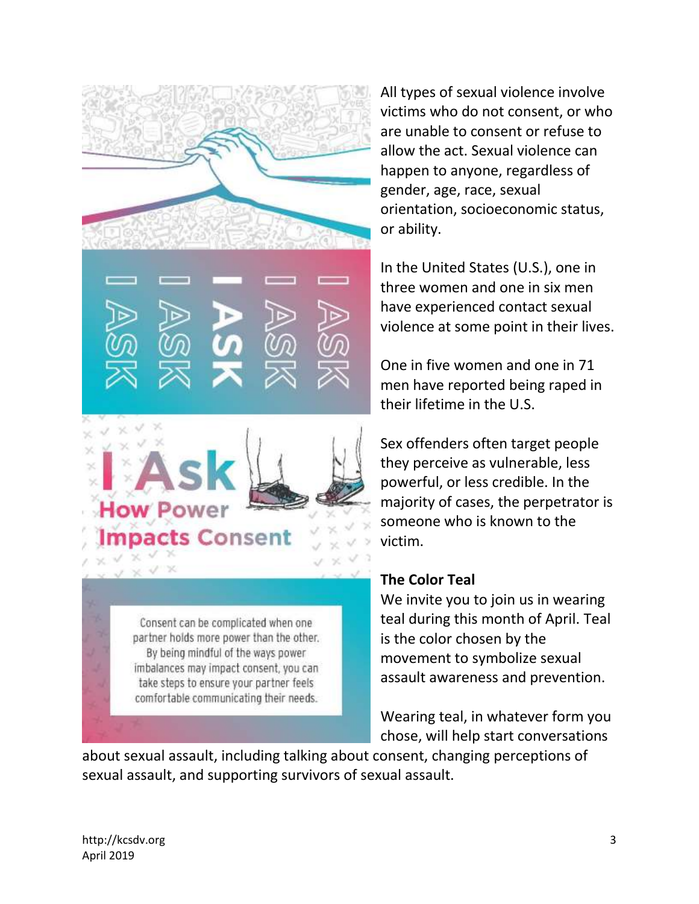I Ask

How Power Impacts Consent

Consent can be complicated when one partner holds more power than the other. By being mindful of the ways power imbalances may impact consent, you can take steps to ensure your partner feels comfortable communicating their needs.

All types of sexual violence involve victims who do not consent, or who are unable to consent or refuse to allow the act. Sexual violence can happen to anyone, regardless of gender, age, race, sexual orientation, socioeconomic status, or ability.

In the United States (U.S.), one in three women and one in six men have experienced contact sexual violence at some point in their lives.

One in five women and one in 71 men have reported being raped in their lifetime in the U.S.

Sex offenders often target people they perceive as vulnerable, less powerful, or less credible. In the majority of cases, the perpetrator is someone who is known to the victim.

**The Color Teal**

We invite you to join us in wearing teal during this month of April. Teal is the color chosen by the movement to symbolize sexual assault awareness and prevention.

Wearing teal, in whatever form you chose, will help start conversations about sexual assault, including talking about consent, changing perceptions of sexual assault, and supporting survivors of sexual assault.

http://kcsdv.org
April 2019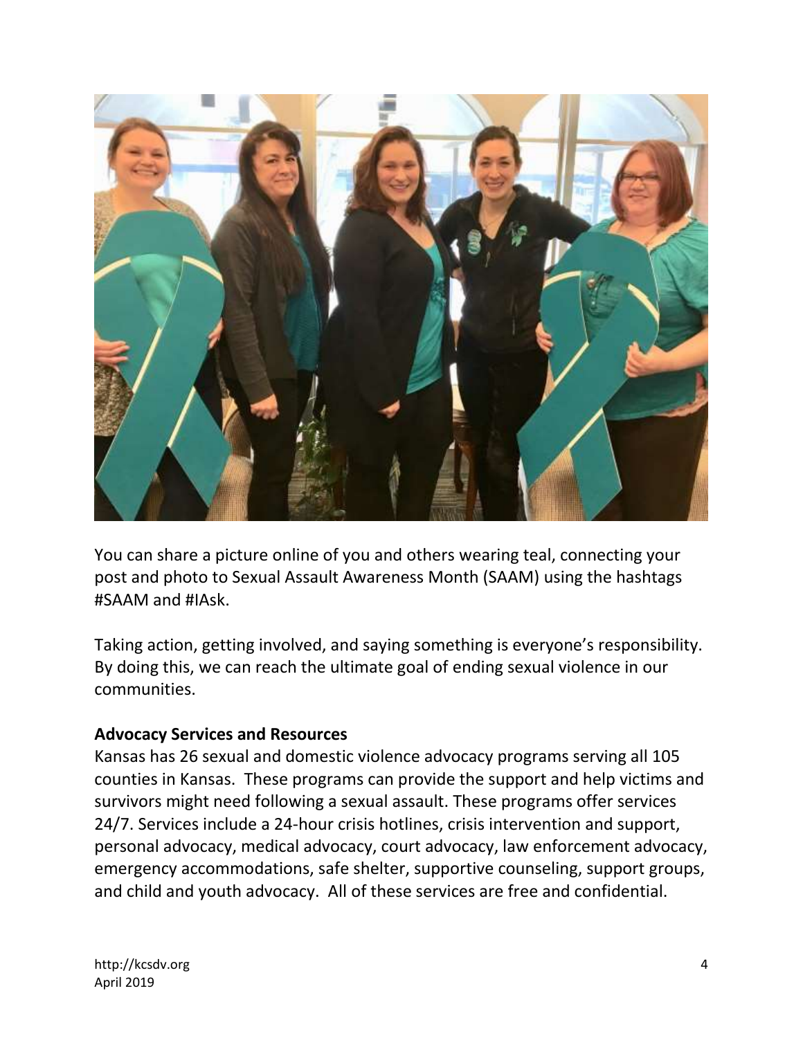You can share a picture online of you and others wearing teal, connecting your post and photo to Sexual Assault Awareness Month (SAAM) using the hashtags #SAAM and #IAsk.

Taking action, getting involved, and saying something is everyone's responsibility. By doing this, we can reach the ultimate goal of ending sexual violence in our communities.

**Advocacy Services and Resources**

Kansas has 26 sexual and domestic violence advocacy programs serving all 105 counties in Kansas. These programs can provide the support and help victims and survivors might need following a sexual assault. These programs offer services 24/7. Services include a 24-hour crisis hotlines, crisis intervention and support, personal advocacy, medical advocacy, court advocacy, law enforcement advocacy, emergency accommodations, safe shelter, supportive counseling, support groups, and child and youth advocacy. All of these services are free and confidential.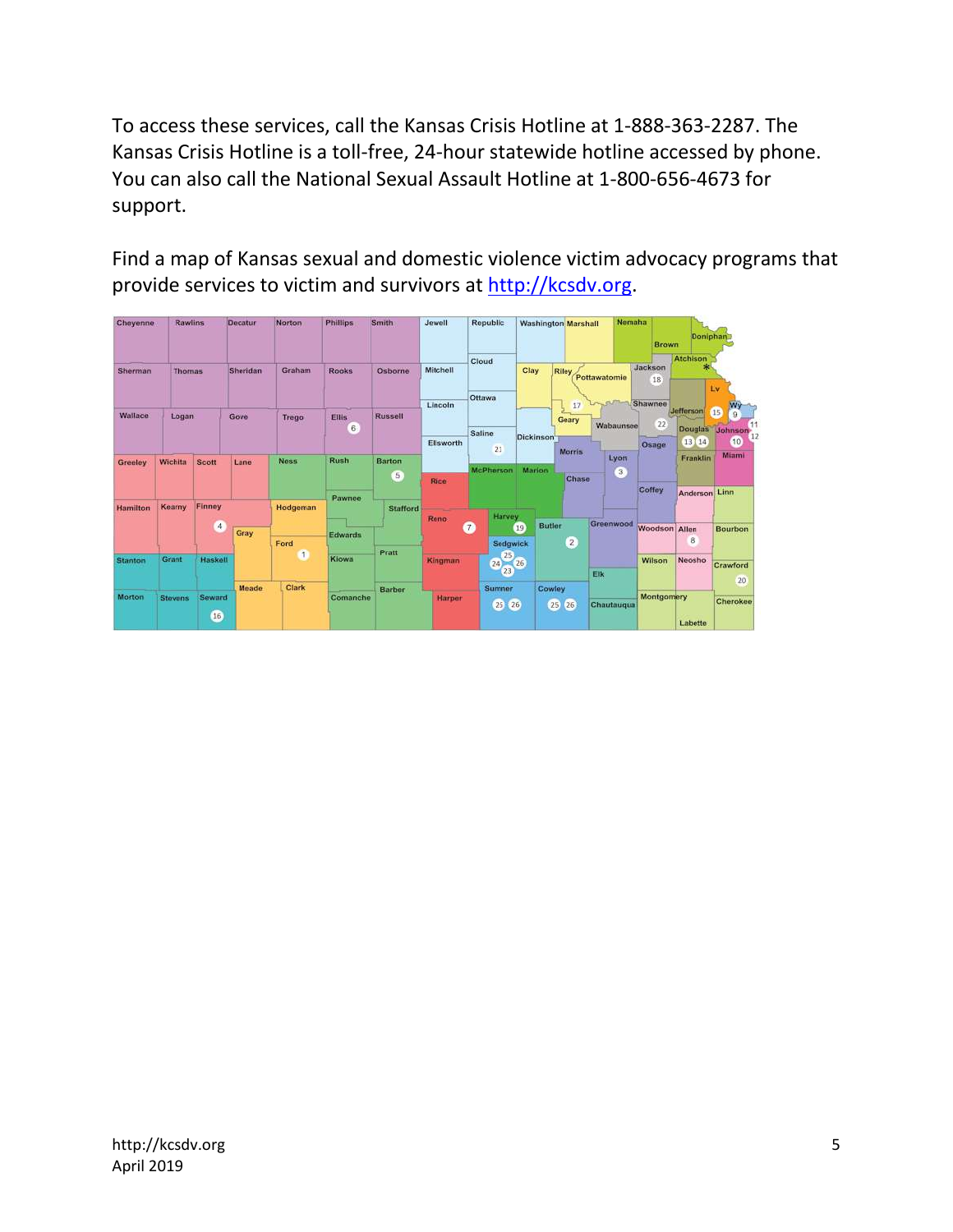To access these services, call the Kansas Crisis Hotline at 1-888-363-2287. The Kansas Crisis Hotline is a toll-free, 24-hour statewide hotline accessed by phone. You can also call the National Sexual Assault Hotline at 1-800-656-4673 for support.

Find a map of Kansas sexual and domestic violence victim advocacy programs that provide services to victim and survivors at [http://kcsdv.org](http://kcsdv.org).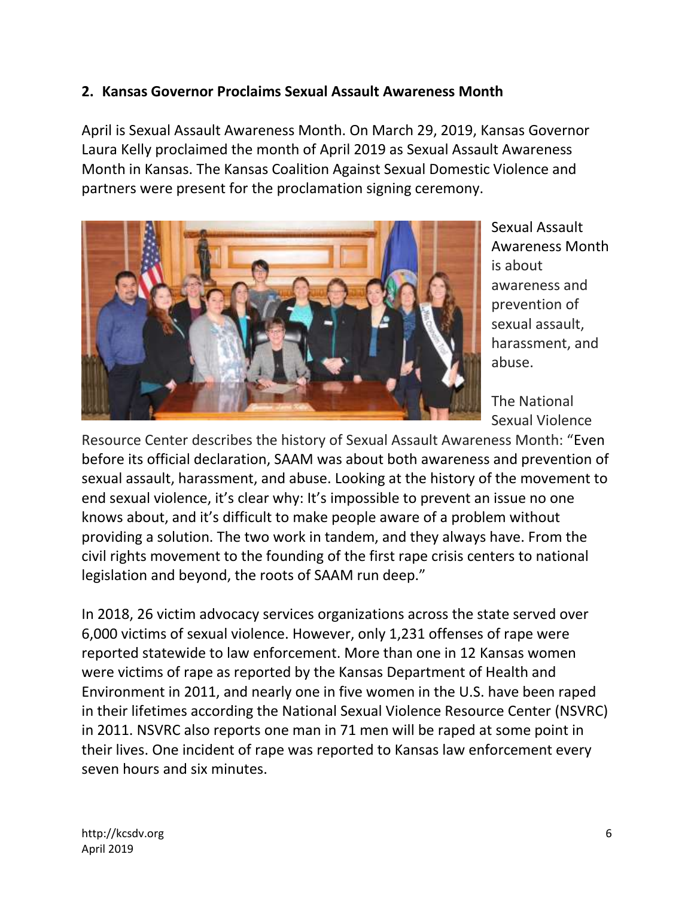## 2. Kansas Governor Proclaims Sexual Assault Awareness Month

April is Sexual Assault Awareness Month. On March 29, 2019, Kansas Governor Laura Kelly proclaimed the month of April 2019 as Sexual Assault Awareness Month in Kansas. The Kansas Coalition Against Sexual Domestic Violence and partners were present for the proclamation signing ceremony.

Sexual Assault Awareness Month is about awareness and prevention of sexual assault, harassment, and abuse.

The National Sexual Violence Resource Center describes the history of Sexual Assault Awareness Month: "Even before its official declaration, SAAM was about both awareness and prevention of sexual assault, harassment, and abuse. Looking at the history of the movement to end sexual violence, it's clear why: It's impossible to prevent an issue no one knows about, and it's difficult to make people aware of a problem without providing a solution. The two work in tandem, and they always have. From the civil rights movement to the founding of the first rape crisis centers to national legislation and beyond, the roots of SAAM run deep."

In 2018, 26 victim advocacy services organizations across the state served over 6,000 victims of sexual violence. However, only 1,231 offenses of rape were reported statewide to law enforcement. More than one in 12 Kansas women were victims of rape as reported by the Kansas Department of Health and Environment in 2011, and nearly one in five women in the U.S. have been raped in their lifetimes according the National Sexual Violence Resource Center (NSVRC) in 2011. NSVRC also reports one man in 71 men will be raped at some point in their lives. One incident of rape was reported to Kansas law enforcement every seven hours and six minutes.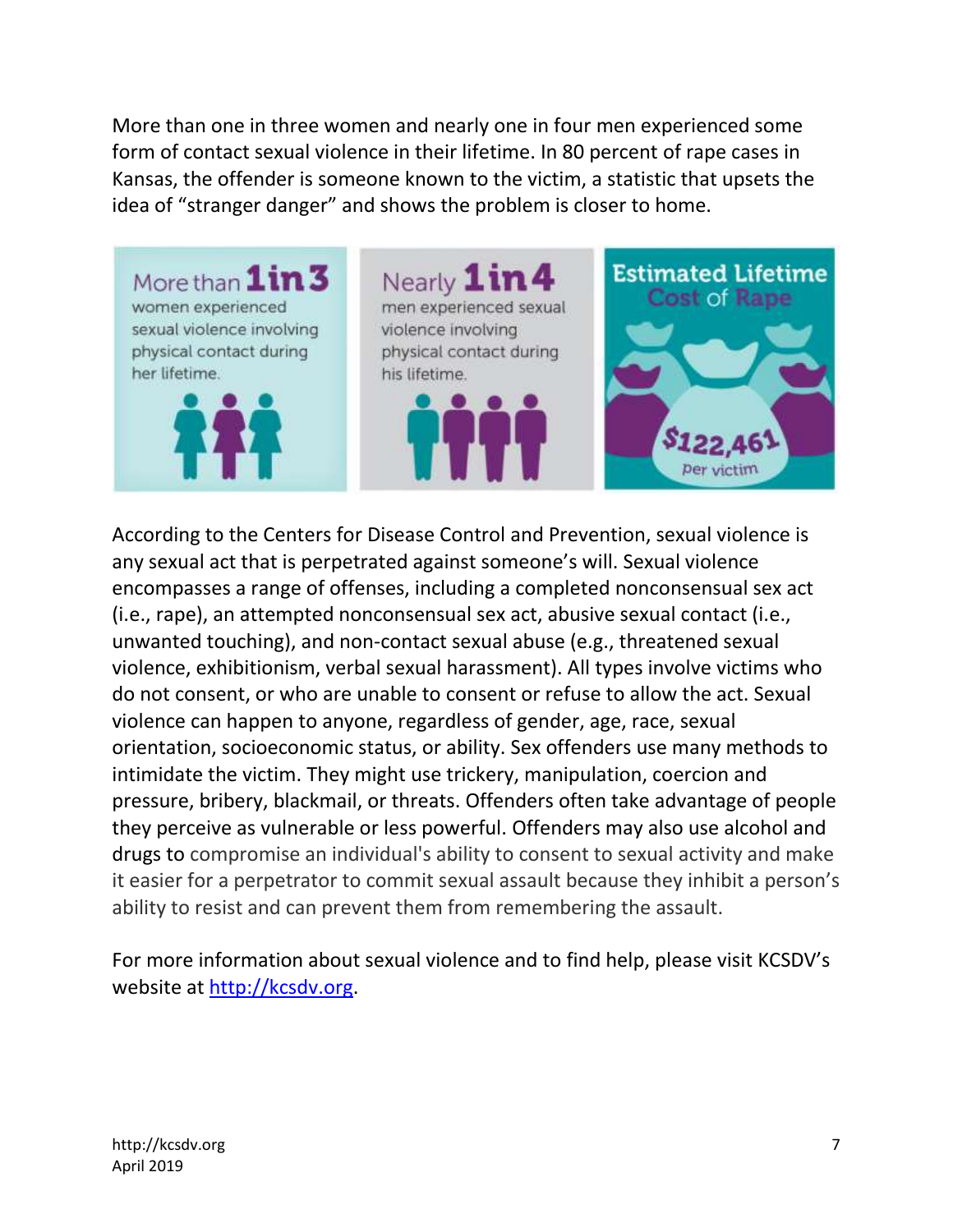More than one in three women and nearly one in four men experienced some form of contact sexual violence in their lifetime. In 80 percent of rape cases in Kansas, the offender is someone known to the victim, a statistic that upsets the idea of "stranger danger" and shows the problem is closer to home.

More than **1 in 3** women experienced sexual violence involving physical contact during her lifetime.

Nearly **1 in 4** men experienced sexual violence involving physical contact during his lifetime.

**Estimated Lifetime Cost of Rape**
$122,461 per victim

According to the Centers for Disease Control and Prevention, sexual violence is any sexual act that is perpetrated against someone's will. Sexual violence encompasses a range of offenses, including a completed nonconsensual sex act (i.e., rape), an attempted nonconsensual sex act, abusive sexual contact (i.e., unwanted touching), and non-contact sexual abuse (e.g., threatened sexual violence, exhibitionism, verbal sexual harassment). All types involve victims who do not consent, or who are unable to consent or refuse to allow the act. Sexual violence can happen to anyone, regardless of gender, age, race, sexual orientation, socioeconomic status, or ability. Sex offenders use many methods to intimidate the victim. They might use trickery, manipulation, coercion and pressure, bribery, blackmail, or threats. Offenders often take advantage of people they perceive as vulnerable or less powerful. Offenders may also use alcohol and drugs to compromise an individual's ability to consent to sexual activity and make it easier for a perpetrator to commit sexual assault because they inhibit a person's ability to resist and can prevent them from remembering the assault.

For more information about sexual violence and to find help, please visit KCSDV's website at [http://kcsdv.org](http://kcsdv.org).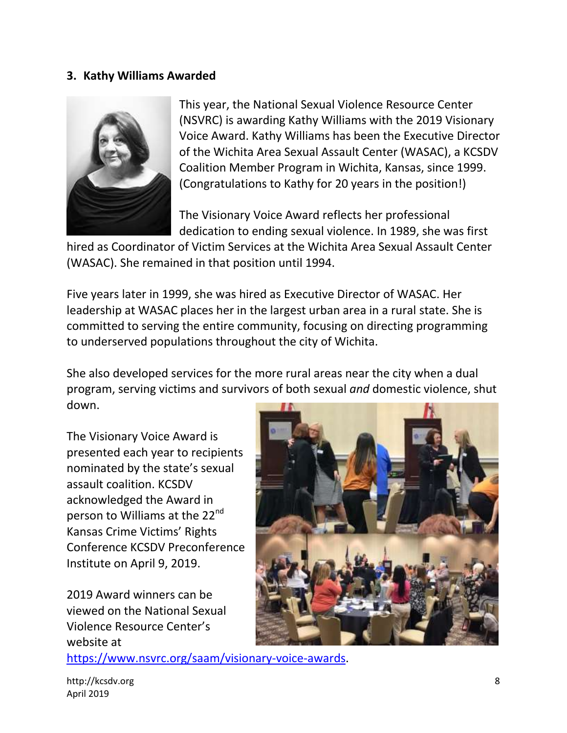### 3. Kathy Williams Awarded

This year, the National Sexual Violence Resource Center (NSVRC) is awarding Kathy Williams with the 2019 Visionary Voice Award. Kathy Williams has been the Executive Director of the Wichita Area Sexual Assault Center (WASAC), a KCSDV Coalition Member Program in Wichita, Kansas, since 1999. (Congratulations to Kathy for 20 years in the position!)

The Visionary Voice Award reflects her professional dedication to ending sexual violence. In 1989, she was first hired as Coordinator of Victim Services at the Wichita Area Sexual Assault Center (WASAC). She remained in that position until 1994.

Five years later in 1999, she was hired as Executive Director of WASAC. Her leadership at WASAC places her in the largest urban area in a rural state. She is committed to serving the entire community, focusing on directing programming to underserved populations throughout the city of Wichita.

She also developed services for the more rural areas near the city when a dual program, serving victims and survivors of both sexual *and* domestic violence, shut down.

The Visionary Voice Award is presented each year to recipients nominated by the state's sexual assault coalition. KCSDV acknowledged the Award in person to Williams at the 22nd Kansas Crime Victims' Rights Conference KCSDV Preconference Institute on April 9, 2019.

2019 Award winners can be viewed on the National Sexual Violence Resource Center's website at [https://www.nsvrc.org/saam/visionary-voice-awards](https://www.nsvrc.org/saam/visionary-voice-awards).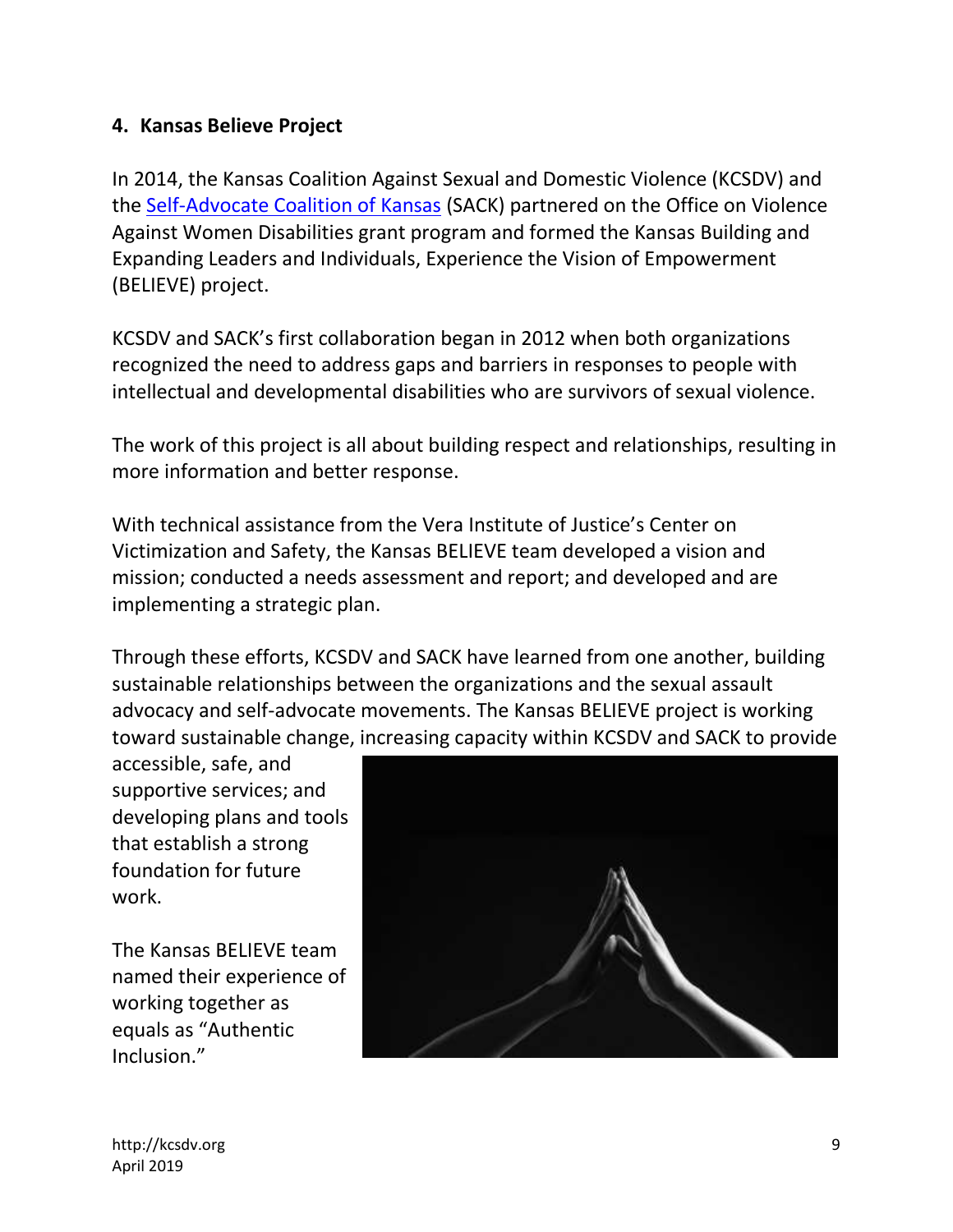## 4. Kansas Believe Project

In 2014, the Kansas Coalition Against Sexual and Domestic Violence (KCSDV) and the [Self-Advocate Coalition of Kansas]() (SACK) partnered on the Office on Violence Against Women Disabilities grant program and formed the Kansas Building and Expanding Leaders and Individuals, Experience the Vision of Empowerment (BELIEVE) project.

KCSDV and SACK's first collaboration began in 2012 when both organizations recognized the need to address gaps and barriers in responses to people with intellectual and developmental disabilities who are survivors of sexual violence.

The work of this project is all about building respect and relationships, resulting in more information and better response.

With technical assistance from the Vera Institute of Justice's Center on Victimization and Safety, the Kansas BELIEVE team developed a vision and mission; conducted a needs assessment and report; and developed and are implementing a strategic plan.

Through these efforts, KCSDV and SACK have learned from one another, building sustainable relationships between the organizations and the sexual assault advocacy and self-advocate movements. The Kansas BELIEVE project is working toward sustainable change, increasing capacity within KCSDV and SACK to provide accessible, safe, and supportive services; and developing plans and tools that establish a strong foundation for future work.

The Kansas BELIEVE team named their experience of working together as equals as "Authentic Inclusion."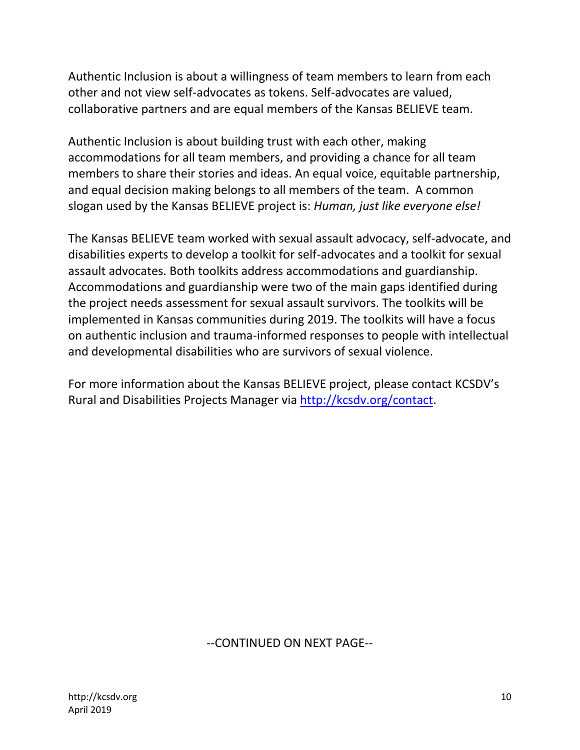Authentic Inclusion is about a willingness of team members to learn from each other and not view self-advocates as tokens. Self-advocates are valued, collaborative partners and are equal members of the Kansas BELIEVE team.

Authentic Inclusion is about building trust with each other, making accommodations for all team members, and providing a chance for all team members to share their stories and ideas. An equal voice, equitable partnership, and equal decision making belongs to all members of the team. A common slogan used by the Kansas BELIEVE project is: *Human, just like everyone else!*

The Kansas BELIEVE team worked with sexual assault advocacy, self-advocate, and disabilities experts to develop a toolkit for self-advocates and a toolkit for sexual assault advocates. Both toolkits address accommodations and guardianship. Accommodations and guardianship were two of the main gaps identified during the project needs assessment for sexual assault survivors. The toolkits will be implemented in Kansas communities during 2019. The toolkits will have a focus on authentic inclusion and trauma-informed responses to people with intellectual and developmental disabilities who are survivors of sexual violence.

For more information about the Kansas BELIEVE project, please contact KCSDV's Rural and Disabilities Projects Manager via [http://kcsdv.org/contact](http://kcsdv.org/contact).

--CONTINUED ON NEXT PAGE--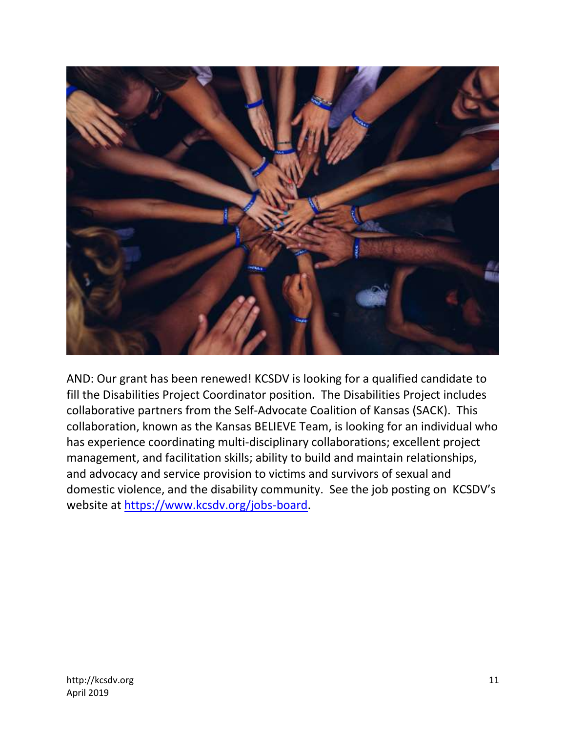AND: Our grant has been renewed! KCSDV is looking for a qualified candidate to fill the Disabilities Project Coordinator position. The Disabilities Project includes collaborative partners from the Self-Advocate Coalition of Kansas (SACK). This collaboration, known as the Kansas BELIEVE Team, is looking for an individual who has experience coordinating multi-disciplinary collaborations; excellent project management, and facilitation skills; ability to build and maintain relationships, and advocacy and service provision to victims and survivors of sexual and domestic violence, and the disability community. See the job posting on KCSDV's website at [https://www.kcsdv.org/jobs-board](https://www.kcsdv.org/jobs-board).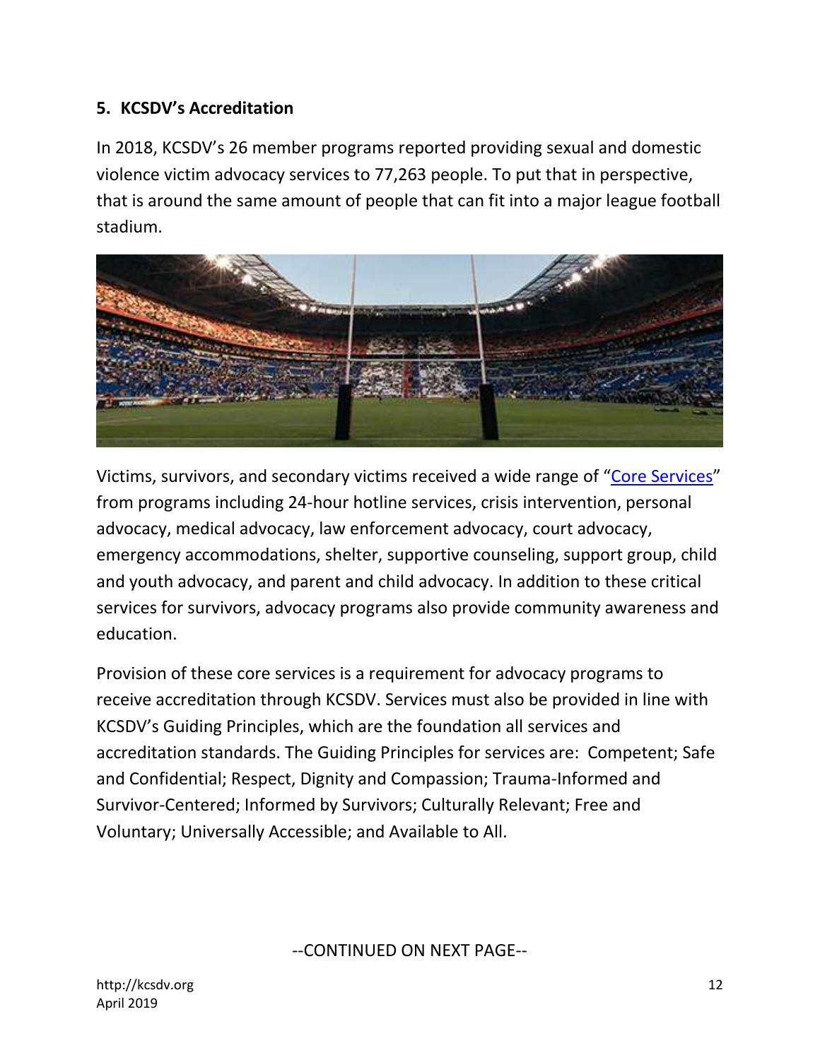### 5. KCSDV's Accreditation

In 2018, KCSDV's 26 member programs reported providing sexual and domestic violence victim advocacy services to 77,263 people. To put that in perspective, that is around the same amount of people that can fit into a major league football stadium.

Victims, survivors, and secondary victims received a wide range of "Core Services" from programs including 24-hour hotline services, crisis intervention, personal advocacy, medical advocacy, law enforcement advocacy, court advocacy, emergency accommodations, shelter, supportive counseling, support group, child and youth advocacy, and parent and child advocacy. In addition to these critical services for survivors, advocacy programs also provide community awareness and education.

Provision of these core services is a requirement for advocacy programs to receive accreditation through KCSDV. Services must also be provided in line with KCSDV's Guiding Principles, which are the foundation all services and accreditation standards. The Guiding Principles for services are: Competent; Safe and Confidential; Respect, Dignity and Compassion; Trauma-Informed and Survivor-Centered; Informed by Survivors; Culturally Relevant; Free and Voluntary; Universally Accessible; and Available to All.

--CONTINUED ON NEXT PAGE--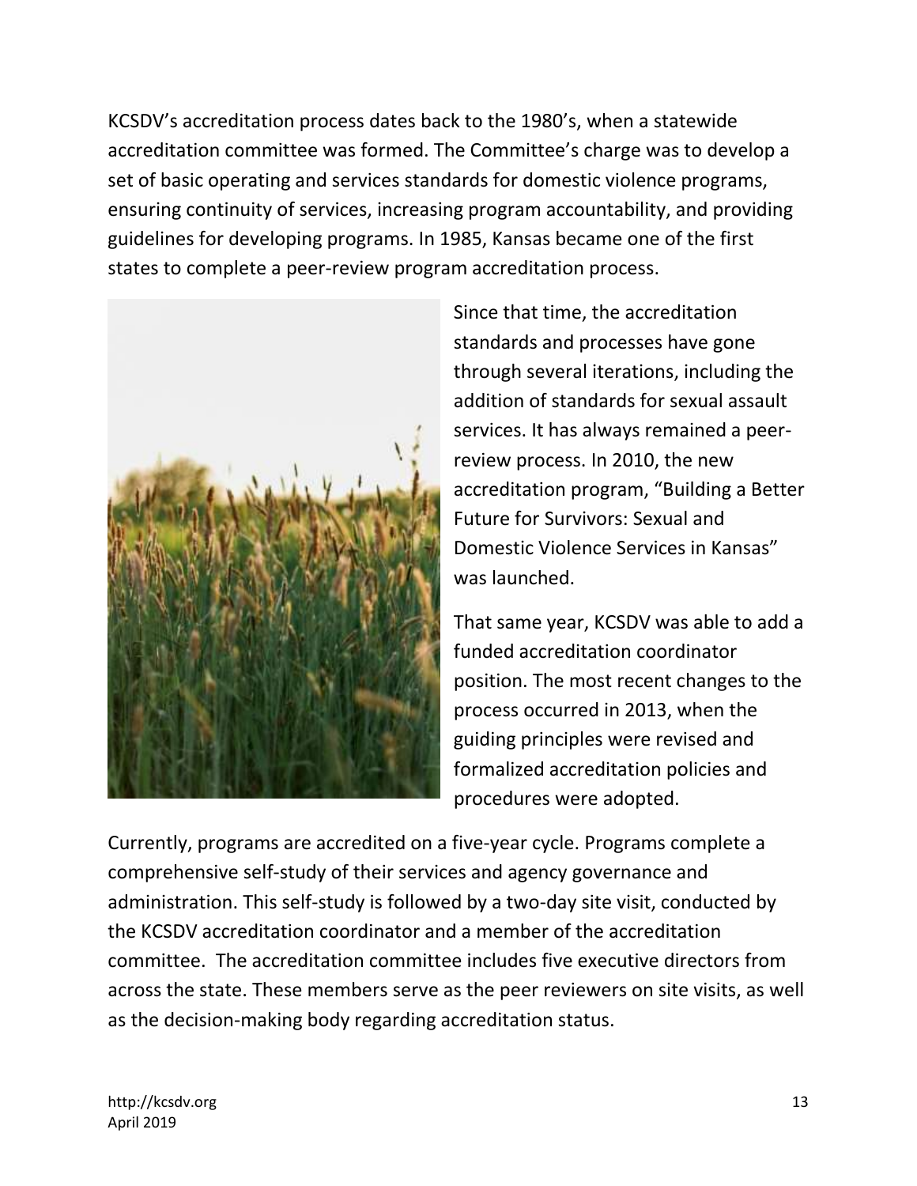KCSDV's accreditation process dates back to the 1980's, when a statewide accreditation committee was formed. The Committee's charge was to develop a set of basic operating and services standards for domestic violence programs, ensuring continuity of services, increasing program accountability, and providing guidelines for developing programs. In 1985, Kansas became one of the first states to complete a peer-review program accreditation process.

Since that time, the accreditation standards and processes have gone through several iterations, including the addition of standards for sexual assault services. It has always remained a peer-review process. In 2010, the new accreditation program, "Building a Better Future for Survivors: Sexual and Domestic Violence Services in Kansas" was launched.

That same year, KCSDV was able to add a funded accreditation coordinator position. The most recent changes to the process occurred in 2013, when the guiding principles were revised and formalized accreditation policies and procedures were adopted.

Currently, programs are accredited on a five-year cycle. Programs complete a comprehensive self-study of their services and agency governance and administration. This self-study is followed by a two-day site visit, conducted by the KCSDV accreditation coordinator and a member of the accreditation committee. The accreditation committee includes five executive directors from across the state. These members serve as the peer reviewers on site visits, as well as the decision-making body regarding accreditation status.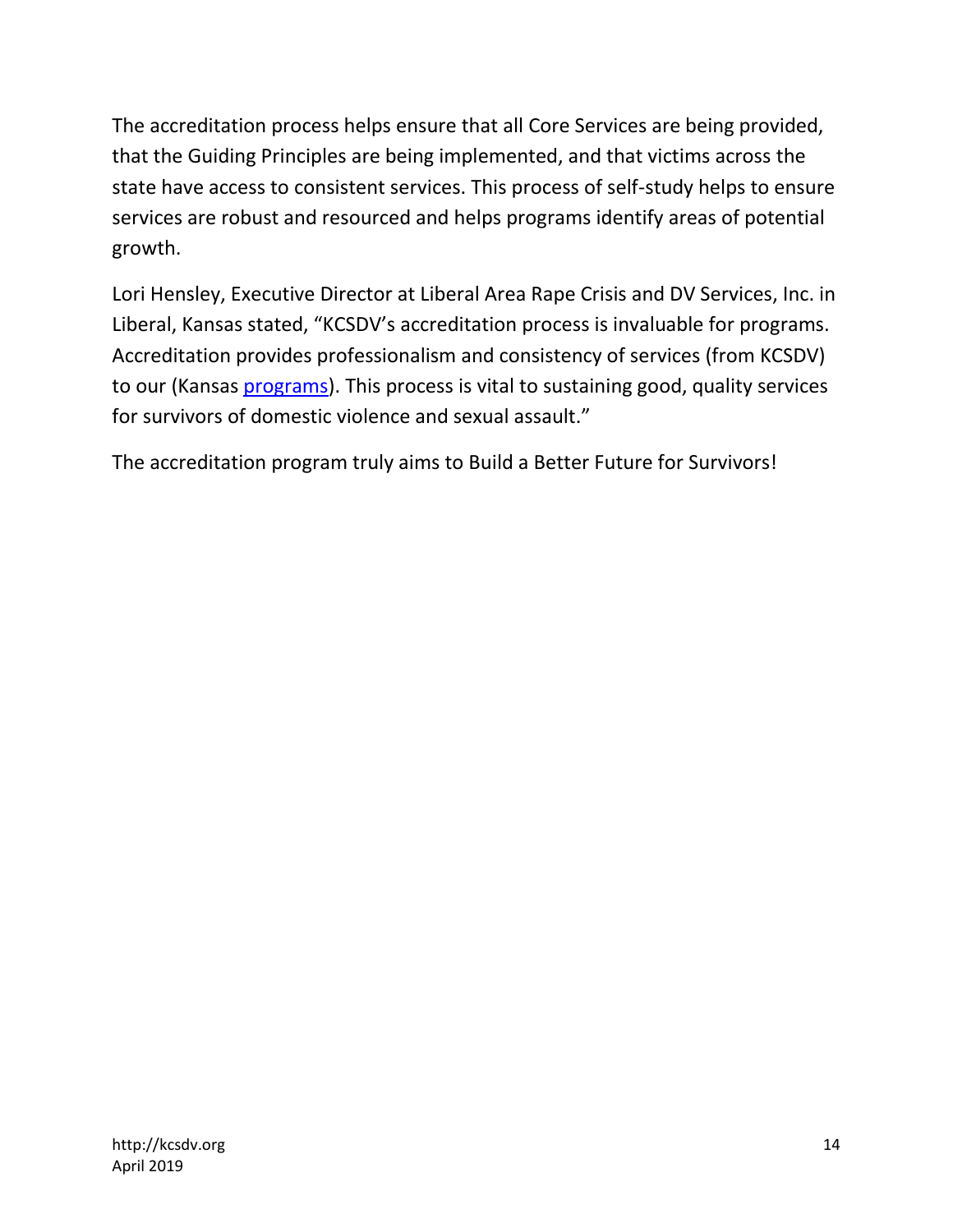The accreditation process helps ensure that all Core Services are being provided, that the Guiding Principles are being implemented, and that victims across the state have access to consistent services. This process of self-study helps to ensure services are robust and resourced and helps programs identify areas of potential growth.

Lori Hensley, Executive Director at Liberal Area Rape Crisis and DV Services, Inc. in Liberal, Kansas stated, "KCSDV's accreditation process is invaluable for programs. Accreditation provides professionalism and consistency of services (from KCSDV) to our (Kansas programs). This process is vital to sustaining good, quality services for survivors of domestic violence and sexual assault."

The accreditation program truly aims to Build a Better Future for Survivors!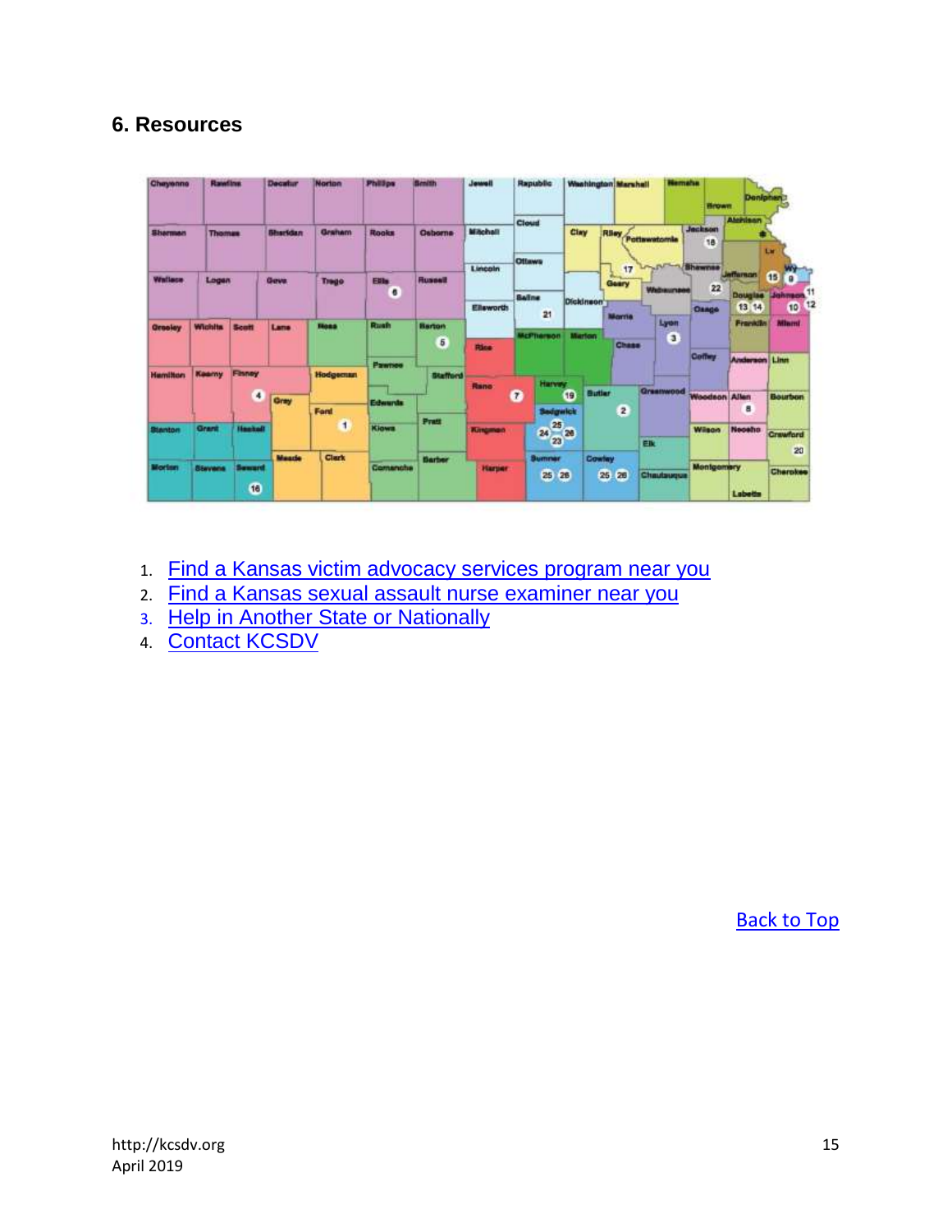## 6. Resources

Cheyenne
Rawlins
Decatur
Norton
Phillips
Smith
Jewell
Republic
Washington
Marshall
Nemaha
Brown
Doniphan
Sherman
Thomas
Sheridan
Graham
Rooks
Osborne
Mitchell
Cloud
Clay
Riley
Pottawatomie
Jackson
18
Atchison
Lv
Wallace
Logan
Gove
Trego
Ellis
6
Russell
Lincoln
Ottawa
17
Geary
Wabaunsee
Shawnee
22
Jefferson
15
9
Wy
Douglas
13
14
Johnson
11
10
12
Saline
21
Dickinson
Ellsworth
Morris
Lyon
3
Osage
Franklin
Miami
Greeley
Wichita
Scott
Lane
Ness
Rush
Barton
5
McPherson
Marion
Rice
Chase
Coffey
Anderson
Linn
Pawnee
Stafford
Hamilton
Kearny
Finney
4
Hodgeman
Gray
Reno
7
Harvey
19
Butler
2
Greenwood
Woodson
Allen
8
Bourbon
Edwards
Ford
1
Sedgwick
25
24
26
23
Stanton
Grant
Haskell
Kiowa
Pratt
Kingman
Wilson
Neosho
Crawford
20
Elk
Meade
Clark
Barber
Sumner
Cowley
Morton
Stevens
Seward
16
Comanche
Harper
25
26
25
26
Chautauqua
Montgomery
Cherokee
Labette

1. [Find a Kansas victim advocacy services program near you]()
2. [Find a Kansas sexual assault nurse examiner near you]()
3. [Help in Another State or Nationally]()
4. [Contact KCSDV]()

[Back to Top]()

http://kcsdv.org
April 2019